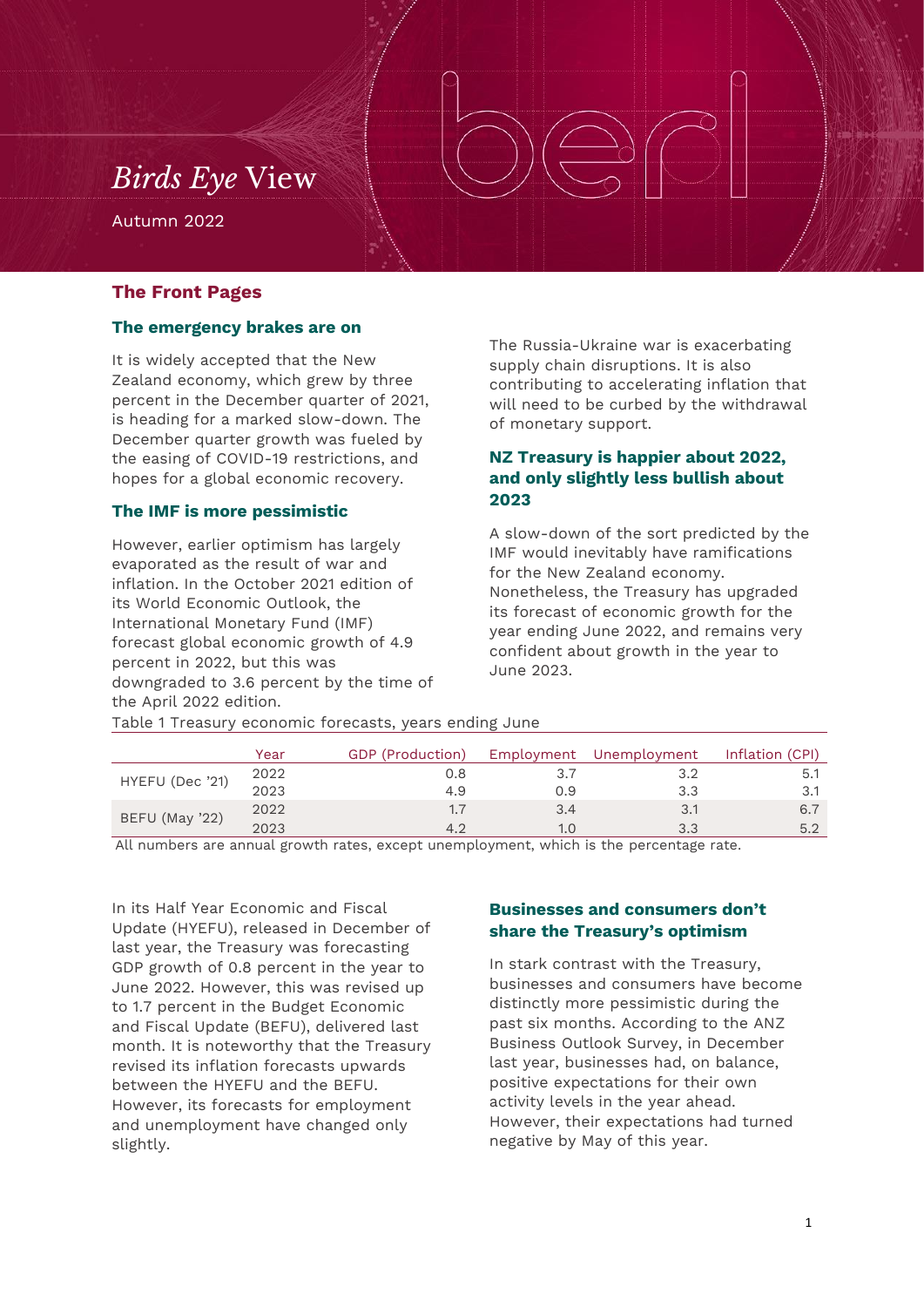# *Birds Eye* View

Autumn 2022

## The Front Pages

### The emergency brakes are on

It is widely accepted that the New Zealand economy, which grew by three percent in the December quarter of 2021, is heading for a marked slow-down. The December quarter growth was fueled by the easing of COVID-19 restrictions, and hopes for a global economic recovery.

### The IMF is more pessimistic

However, earlier optimism has largely evaporated as the result of war and inflation. In the October 2021 edition of its World Economic Outlook, the International Monetary Fund (IMF) forecast global economic growth of 4.9 percent in 2022, but this was downgraded to 3.6 percent by the time of the April 2022 edition.

The Russia-Ukraine war is exacerbating supply chain disruptions. It is also contributing to accelerating inflation that will need to be curbed by the withdrawal of monetary support.

### NZ Treasury is happier about 2022, and only slightly less bullish about 2023

A slow-down of the sort predicted by the IMF would inevitably have ramifications for the New Zealand economy. Nonetheless, the Treasury has upgraded its forecast of economic growth for the year ending June 2022, and remains very confident about growth in the year to June 2023.

Table 1 Treasury economic forecasts, years ending June

| | Year | GDP (Production) | Employment | Unemployment | Inflation (CPI) |
|---|---|---|---|---|---|
| HYEFU (Dec '21) | 2022 | 0.8 | 3.7 | 3.2 | 5.1 |
| | 2023 | 4.9 | 0.9 | 3.3 | 3.1 |
| BEFU (May '22) | 2022 | 1.7 | 3.4 | 3.1 | 6.7 |
| | 2023 | 4.2 | 1.0 | 3.3 | 5.2 |

All numbers are annual growth rates, except unemployment, which is the percentage rate.

In its Half Year Economic and Fiscal Update (HYEFU), released in December of last year, the Treasury was forecasting GDP growth of 0.8 percent in the year to June 2022. However, this was revised up to 1.7 percent in the Budget Economic and Fiscal Update (BEFU), delivered last month. It is noteworthy that the Treasury revised its inflation forecasts upwards between the HYEFU and the BEFU. However, its forecasts for employment and unemployment have changed only slightly.

### Businesses and consumers don't share the Treasury's optimism

In stark contrast with the Treasury, businesses and consumers have become distinctly more pessimistic during the past six months. According to the ANZ Business Outlook Survey, in December last year, businesses had, on balance, positive expectations for their own activity levels in the year ahead. However, their expectations had turned negative by May of this year.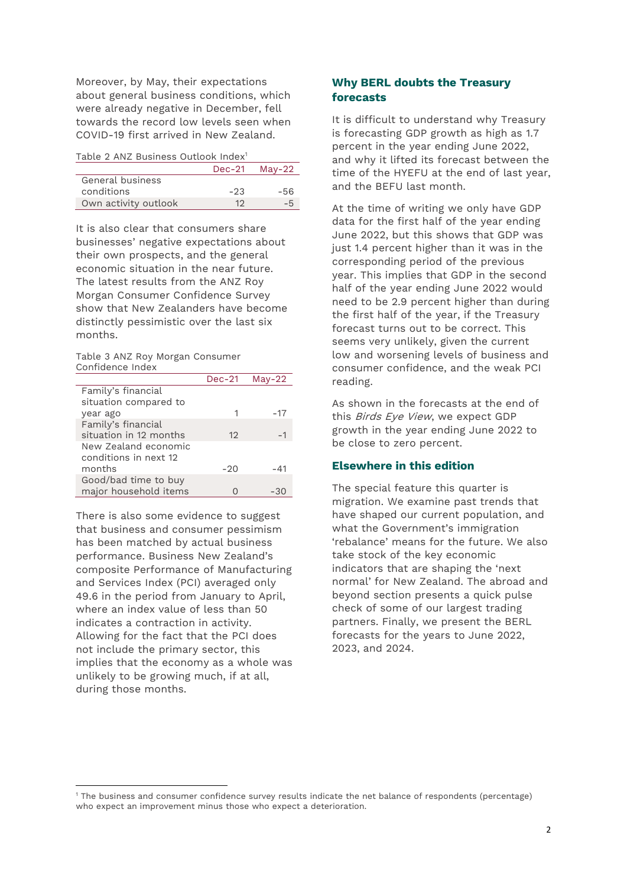Moreover, by May, their expectations about general business conditions, which were already negative in December, fell towards the record low levels seen when COVID-19 first arrived in New Zealand.

Table 2 ANZ Business Outlook Index[1]

| | Dec-21 | May-22 |
|---|---|---|
| General business conditions | -23 | -56 |
| Own activity outlook | 12 | -5 |

It is also clear that consumers share businesses' negative expectations about their own prospects, and the general economic situation in the near future. The latest results from the ANZ Roy Morgan Consumer Confidence Survey show that New Zealanders have become distinctly pessimistic over the last six months.

Table 3 ANZ Roy Morgan Consumer Confidence Index

| | Dec-21 | May-22 |
|---|---|---|
| Family's financial situation compared to year ago | 1 | -17 |
| Family's financial situation in 12 months | 12 | -1 |
| New Zealand economic conditions in next 12 months | -20 | -41 |
| Good/bad time to buy major household items | 0 | -30 |

There is also some evidence to suggest that business and consumer pessimism has been matched by actual business performance. Business New Zealand's composite Performance of Manufacturing and Services Index (PCI) averaged only 49.6 in the period from January to April, where an index value of less than 50 indicates a contraction in activity. Allowing for the fact that the PCI does not include the primary sector, this implies that the economy as a whole was unlikely to be growing much, if at all, during those months.

## Why BERL doubts the Treasury forecasts

It is difficult to understand why Treasury is forecasting GDP growth as high as 1.7 percent in the year ending June 2022, and why it lifted its forecast between the time of the HYEFU at the end of last year, and the BEFU last month.

At the time of writing we only have GDP data for the first half of the year ending June 2022, but this shows that GDP was just 1.4 percent higher than it was in the corresponding period of the previous year. This implies that GDP in the second half of the year ending June 2022 would need to be 2.9 percent higher than during the first half of the year, if the Treasury forecast turns out to be correct. This seems very unlikely, given the current low and worsening levels of business and consumer confidence, and the weak PCI reading.

As shown in the forecasts at the end of this *Birds Eye View*, we expect GDP growth in the year ending June 2022 to be close to zero percent.

## Elsewhere in this edition

The special feature this quarter is migration. We examine past trends that have shaped our current population, and what the Government's immigration 'rebalance' means for the future. We also take stock of the key economic indicators that are shaping the 'next normal' for New Zealand. The abroad and beyond section presents a quick pulse check of some of our largest trading partners. Finally, we present the BERL forecasts for the years to June 2022, 2023, and 2024.

[1] The business and consumer confidence survey results indicate the net balance of respondents (percentage) who expect an improvement minus those who expect a deterioration.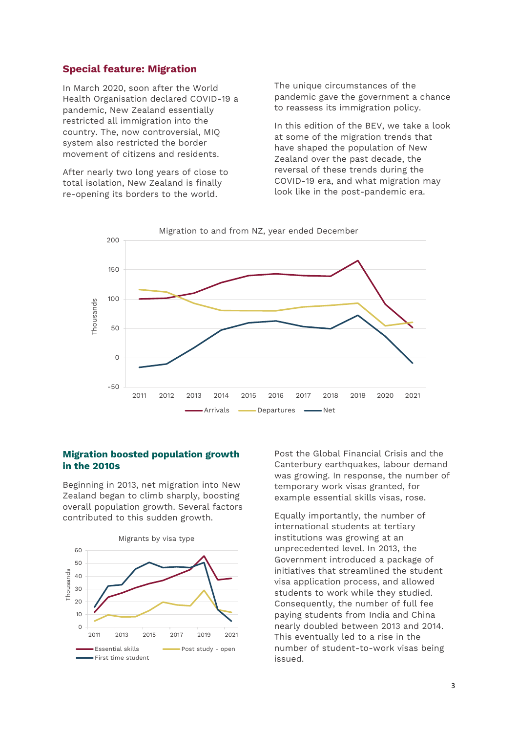## Special feature: Migration

In March 2020, soon after the World Health Organisation declared COVID-19 a pandemic, New Zealand essentially restricted all immigration into the country. The, now controversial, MIQ system also restricted the border movement of citizens and residents.

After nearly two long years of close to total isolation, New Zealand is finally re-opening its borders to the world.

The unique circumstances of the pandemic gave the government a chance to reassess its immigration policy.

In this edition of the BEV, we take a look at some of the migration trends that have shaped the population of New Zealand over the past decade, the reversal of these trends during the COVID-19 era, and what migration may look like in the post-pandemic era.

Migration to and from NZ, year ended December

### Migration boosted population growth in the 2010s

Beginning in 2013, net migration into New Zealand began to climb sharply, boosting overall population growth. Several factors contributed to this sudden growth.

Migrants by visa type

Post the Global Financial Crisis and the Canterbury earthquakes, labour demand was growing. In response, the number of temporary work visas granted, for example essential skills visas, rose.

Equally importantly, the number of international students at tertiary institutions was growing at an unprecedented level. In 2013, the Government introduced a package of initiatives that streamlined the student visa application process, and allowed students to work while they studied. Consequently, the number of full fee paying students from India and China nearly doubled between 2013 and 2014. This eventually led to a rise in the number of student-to-work visas being issued.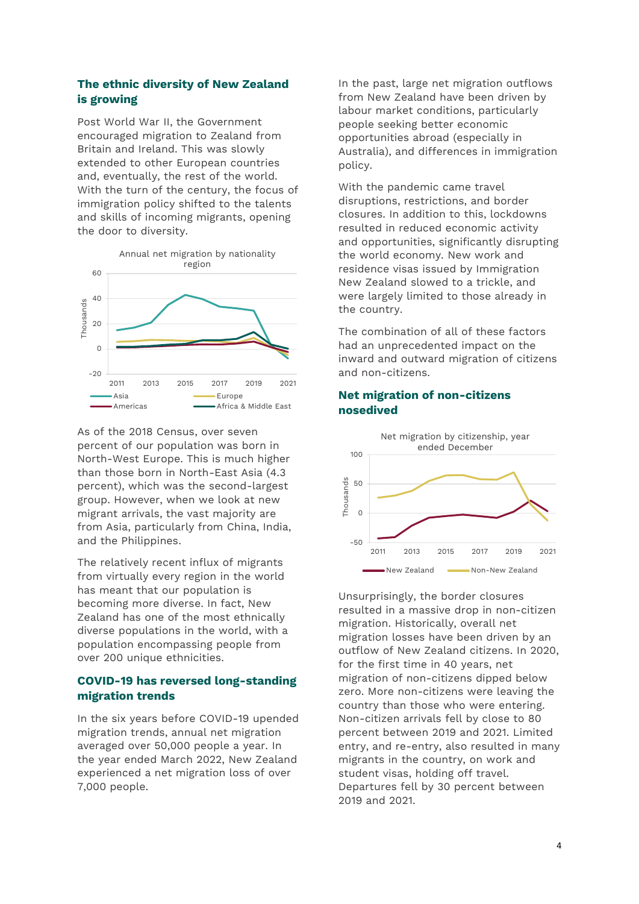## The ethnic diversity of New Zealand is growing

Post World War II, the Government encouraged migration to Zealand from Britain and Ireland. This was slowly extended to other European countries and, eventually, the rest of the world. With the turn of the century, the focus of immigration policy shifted to the talents and skills of incoming migrants, opening the door to diversity.

Annual net migration by nationality region

As of the 2018 Census, over seven percent of our population was born in North-West Europe. This is much higher than those born in North-East Asia (4.3 percent), which was the second-largest group. However, when we look at new migrant arrivals, the vast majority are from Asia, particularly from China, India, and the Philippines.

The relatively recent influx of migrants from virtually every region in the world has meant that our population is becoming more diverse. In fact, New Zealand has one of the most ethnically diverse populations in the world, with a population encompassing people from over 200 unique ethnicities.

## COVID-19 has reversed long-standing migration trends

In the six years before COVID-19 upended migration trends, annual net migration averaged over 50,000 people a year. In the year ended March 2022, New Zealand experienced a net migration loss of over 7,000 people.

In the past, large net migration outflows from New Zealand have been driven by labour market conditions, particularly people seeking better economic opportunities abroad (especially in Australia), and differences in immigration policy.

With the pandemic came travel disruptions, restrictions, and border closures. In addition to this, lockdowns resulted in reduced economic activity and opportunities, significantly disrupting the world economy. New work and residence visas issued by Immigration New Zealand slowed to a trickle, and were largely limited to those already in the country.

The combination of all of these factors had an unprecedented impact on the inward and outward migration of citizens and non-citizens.

## Net migration of non-citizens nosedived

Net migration by citizenship, year ended December

Unsurprisingly, the border closures resulted in a massive drop in non-citizen migration. Historically, overall net migration losses have been driven by an outflow of New Zealand citizens. In 2020, for the first time in 40 years, net migration of non-citizens dipped below zero. More non-citizens were leaving the country than those who were entering. Non-citizen arrivals fell by close to 80 percent between 2019 and 2021. Limited entry, and re-entry, also resulted in many migrants in the country, on work and student visas, holding off travel. Departures fell by 30 percent between 2019 and 2021.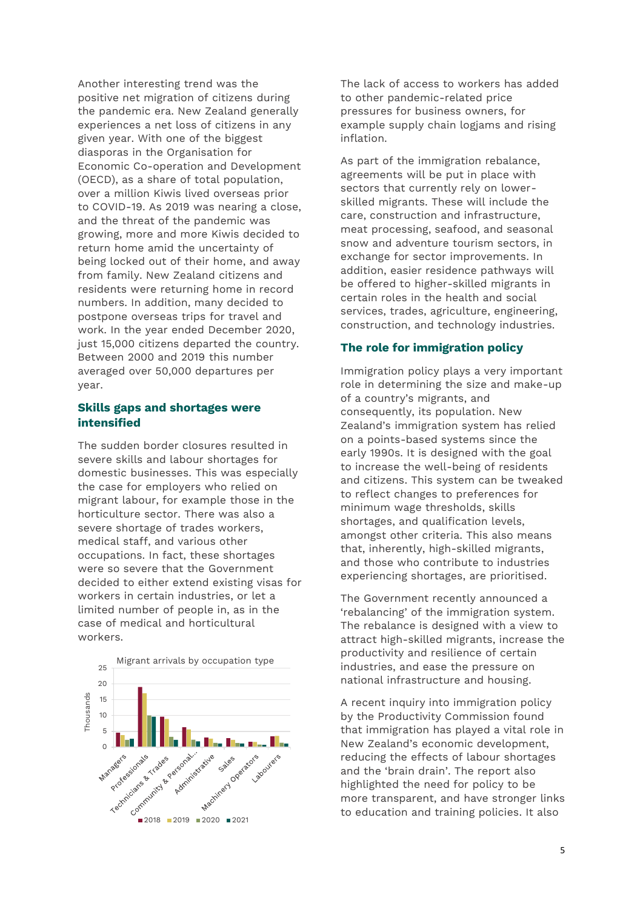Another interesting trend was the positive net migration of citizens during the pandemic era. New Zealand generally experiences a net loss of citizens in any given year. With one of the biggest diasporas in the Organisation for Economic Co-operation and Development (OECD), as a share of total population, over a million Kiwis lived overseas prior to COVID-19. As 2019 was nearing a close, and the threat of the pandemic was growing, more and more Kiwis decided to return home amid the uncertainty of being locked out of their home, and away from family. New Zealand citizens and residents were returning home in record numbers. In addition, many decided to postpone overseas trips for travel and work. In the year ended December 2020, just 15,000 citizens departed the country. Between 2000 and 2019 this number averaged over 50,000 departures per year.

## Skills gaps and shortages were intensified

The sudden border closures resulted in severe skills and labour shortages for domestic businesses. This was especially the case for employers who relied on migrant labour, for example those in the horticulture sector. There was also a severe shortage of trades workers, medical staff, and various other occupations. In fact, these shortages were so severe that the Government decided to either extend existing visas for workers in certain industries, or let a limited number of people in, as in the case of medical and horticultural workers.

Migrant arrivals by occupation type

The lack of access to workers has added to other pandemic-related price pressures for business owners, for example supply chain logjams and rising inflation.

As part of the immigration rebalance, agreements will be put in place with sectors that currently rely on lower-skilled migrants. These will include the care, construction and infrastructure, meat processing, seafood, and seasonal snow and adventure tourism sectors, in exchange for sector improvements. In addition, easier residence pathways will be offered to higher-skilled migrants in certain roles in the health and social services, trades, agriculture, engineering, construction, and technology industries.

## The role for immigration policy

Immigration policy plays a very important role in determining the size and make-up of a country's migrants, and consequently, its population. New Zealand's immigration system has relied on a points-based systems since the early 1990s. It is designed with the goal to increase the well-being of residents and citizens. This system can be tweaked to reflect changes to preferences for minimum wage thresholds, skills shortages, and qualification levels, amongst other criteria. This also means that, inherently, high-skilled migrants, and those who contribute to industries experiencing shortages, are prioritised.

The Government recently announced a 'rebalancing' of the immigration system. The rebalance is designed with a view to attract high-skilled migrants, increase the productivity and resilience of certain industries, and ease the pressure on national infrastructure and housing.

A recent inquiry into immigration policy by the Productivity Commission found that immigration has played a vital role in New Zealand's economic development, reducing the effects of labour shortages and the 'brain drain'. The report also highlighted the need for policy to be more transparent, and have stronger links to education and training policies. It also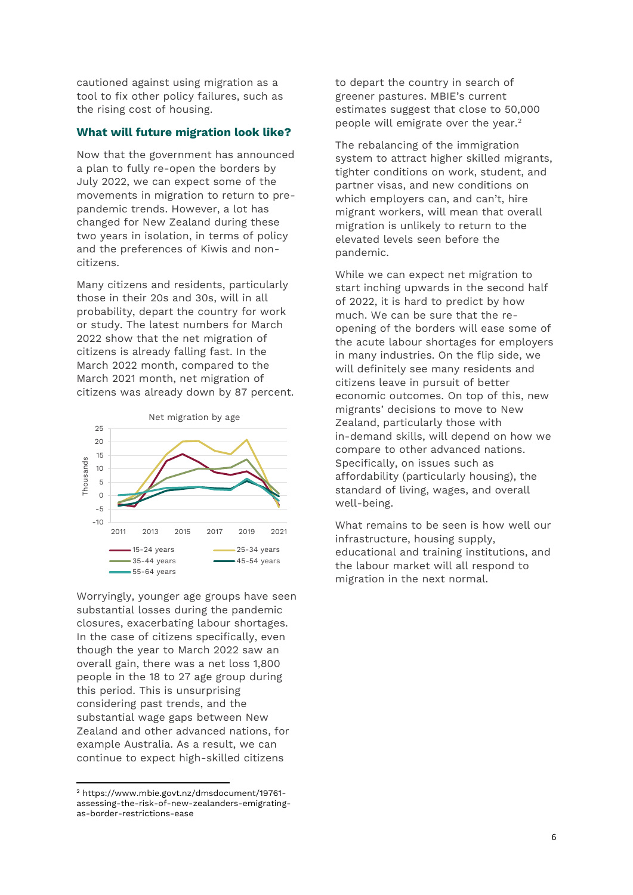cautioned against using migration as a tool to fix other policy failures, such as the rising cost of housing.

## What will future migration look like?

Now that the government has announced a plan to fully re-open the borders by July 2022, we can expect some of the movements in migration to return to pre-pandemic trends. However, a lot has changed for New Zealand during these two years in isolation, in terms of policy and the preferences of Kiwis and non-citizens.

Many citizens and residents, particularly those in their 20s and 30s, will in all probability, depart the country for work or study. The latest numbers for March 2022 show that the net migration of citizens is already falling fast. In the March 2022 month, compared to the March 2021 month, net migration of citizens was already down by 87 percent.

Net migration by age

Worryingly, younger age groups have seen substantial losses during the pandemic closures, exacerbating labour shortages. In the case of citizens specifically, even though the year to March 2022 saw an overall gain, there was a net loss 1,800 people in the 18 to 27 age group during this period. This is unsurprising considering past trends, and the substantial wage gaps between New Zealand and other advanced nations, for example Australia. As a result, we can continue to expect high-skilled citizens to depart the country in search of greener pastures. MBIE's current estimates suggest that close to 50,000 people will emigrate over the year.[2]

The rebalancing of the immigration system to attract higher skilled migrants, tighter conditions on work, student, and partner visas, and new conditions on which employers can, and can't, hire migrant workers, will mean that overall migration is unlikely to return to the elevated levels seen before the pandemic.

While we can expect net migration to start inching upwards in the second half of 2022, it is hard to predict by how much. We can be sure that the re-opening of the borders will ease some of the acute labour shortages for employers in many industries. On the flip side, we will definitely see many residents and citizens leave in pursuit of better economic outcomes. On top of this, new migrants' decisions to move to New Zealand, particularly those with in-demand skills, will depend on how we compare to other advanced nations. Specifically, on issues such as affordability (particularly housing), the standard of living, wages, and overall well-being.

What remains to be seen is how well our infrastructure, housing supply, educational and training institutions, and the labour market will all respond to migration in the next normal.

[2] https://www.mbie.govt.nz/dmsdocument/19761-assessing-the-risk-of-new-zealanders-emigrating-as-border-restrictions-ease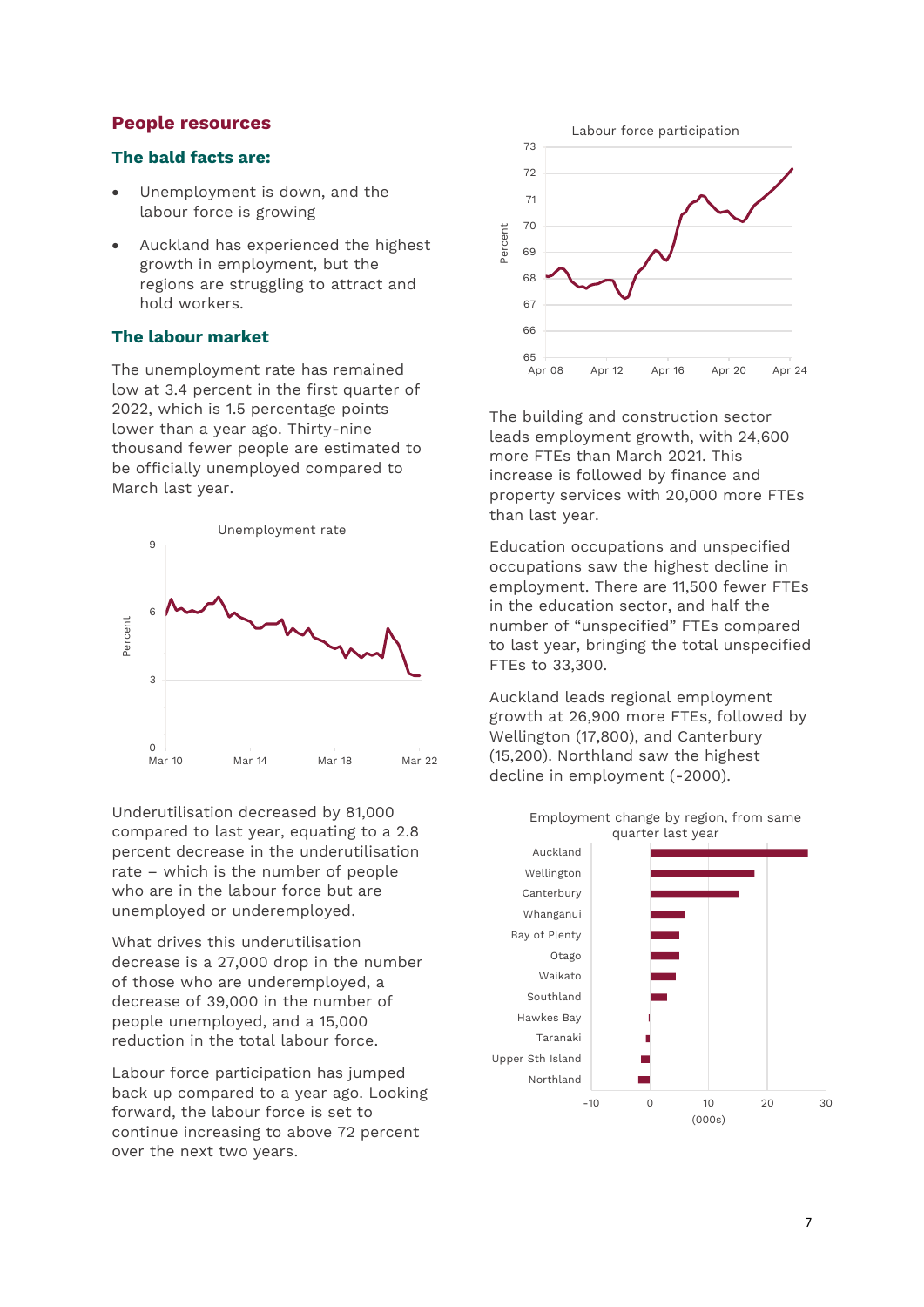## People resources

### The bald facts are:

- Unemployment is down, and the labour force is growing
- Auckland has experienced the highest growth in employment, but the regions are struggling to attract and hold workers.

### The labour market

The unemployment rate has remained low at 3.4 percent in the first quarter of 2022, which is 1.5 percentage points lower than a year ago. Thirty-nine thousand fewer people are estimated to be officially unemployed compared to March last year.

Unemployment rate

Underutilisation decreased by 81,000 compared to last year, equating to a 2.8 percent decrease in the underutilisation rate – which is the number of people who are in the labour force but are unemployed or underemployed.

What drives this underutilisation decrease is a 27,000 drop in the number of those who are underemployed, a decrease of 39,000 in the number of people unemployed, and a 15,000 reduction in the total labour force.

Labour force participation has jumped back up compared to a year ago. Looking forward, the labour force is set to continue increasing to above 72 percent over the next two years.

Labour force participation

The building and construction sector leads employment growth, with 24,600 more FTEs than March 2021. This increase is followed by finance and property services with 20,000 more FTEs than last year.

Education occupations and unspecified occupations saw the highest decline in employment. There are 11,500 fewer FTEs in the education sector, and half the number of "unspecified" FTEs compared to last year, bringing the total unspecified FTEs to 33,300.

Auckland leads regional employment growth at 26,900 more FTEs, followed by Wellington (17,800), and Canterbury (15,200). Northland saw the highest decline in employment (-2000).

Employment change by region, from same quarter last year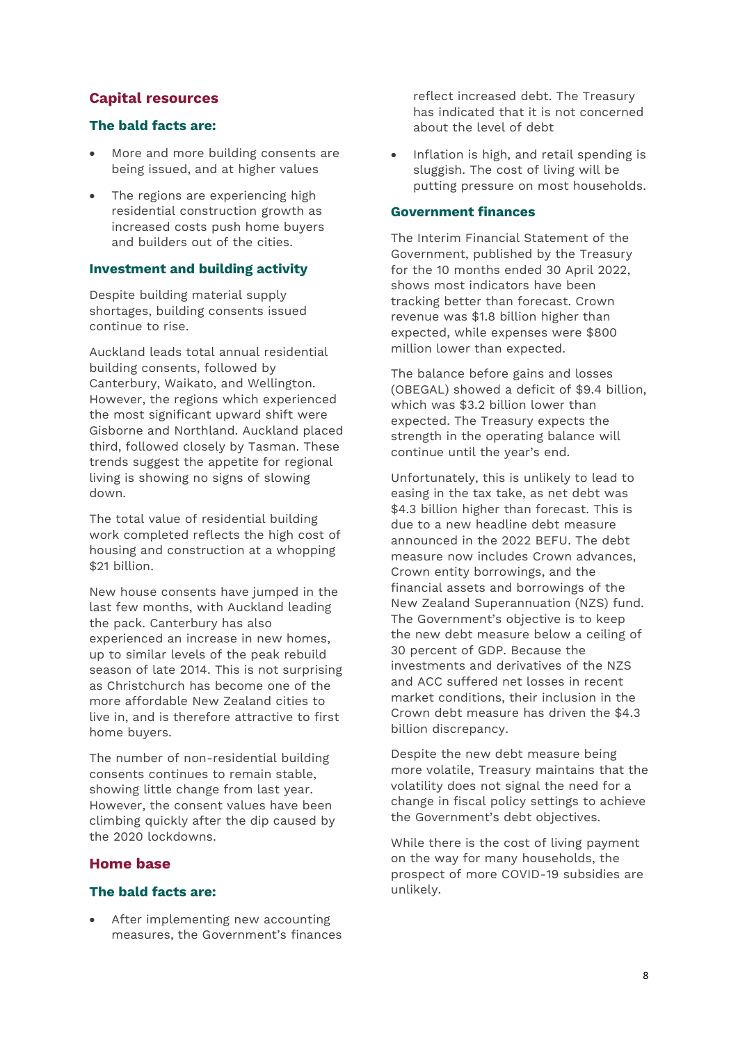## Capital resources

### The bald facts are:

- More and more building consents are being issued, and at higher values
- The regions are experiencing high residential construction growth as increased costs push home buyers and builders out of the cities.

### Investment and building activity

Despite building material supply shortages, building consents issued continue to rise.

Auckland leads total annual residential building consents, followed by Canterbury, Waikato, and Wellington. However, the regions which experienced the most significant upward shift were Gisborne and Northland. Auckland placed third, followed closely by Tasman. These trends suggest the appetite for regional living is showing no signs of slowing down.

The total value of residential building work completed reflects the high cost of housing and construction at a whopping $21 billion.

New house consents have jumped in the last few months, with Auckland leading the pack. Canterbury has also experienced an increase in new homes, up to similar levels of the peak rebuild season of late 2014. This is not surprising as Christchurch has become one of the more affordable New Zealand cities to live in, and is therefore attractive to first home buyers.

The number of non-residential building consents continues to remain stable, showing little change from last year. However, the consent values have been climbing quickly after the dip caused by the 2020 lockdowns.

## Home base

### The bald facts are:

- After implementing new accounting measures, the Government's finances reflect increased debt. The Treasury has indicated that it is not concerned about the level of debt
- Inflation is high, and retail spending is sluggish. The cost of living will be putting pressure on most households.

### Government finances

The Interim Financial Statement of the Government, published by the Treasury for the 10 months ended 30 April 2022, shows most indicators have been tracking better than forecast. Crown revenue was $1.8 billion higher than expected, while expenses were $800 million lower than expected.

The balance before gains and losses (OBEGAL) showed a deficit of $9.4 billion, which was $3.2 billion lower than expected. The Treasury expects the strength in the operating balance will continue until the year's end.

Unfortunately, this is unlikely to lead to easing in the tax take, as net debt was $4.3 billion higher than forecast. This is due to a new headline debt measure announced in the 2022 BEFU. The debt measure now includes Crown advances, Crown entity borrowings, and the financial assets and borrowings of the New Zealand Superannuation (NZS) fund. The Government's objective is to keep the new debt measure below a ceiling of 30 percent of GDP. Because the investments and derivatives of the NZS and ACC suffered net losses in recent market conditions, their inclusion in the Crown debt measure has driven the $4.3 billion discrepancy.

Despite the new debt measure being more volatile, Treasury maintains that the volatility does not signal the need for a change in fiscal policy settings to achieve the Government's debt objectives.

While there is the cost of living payment on the way for many households, the prospect of more COVID-19 subsidies are unlikely.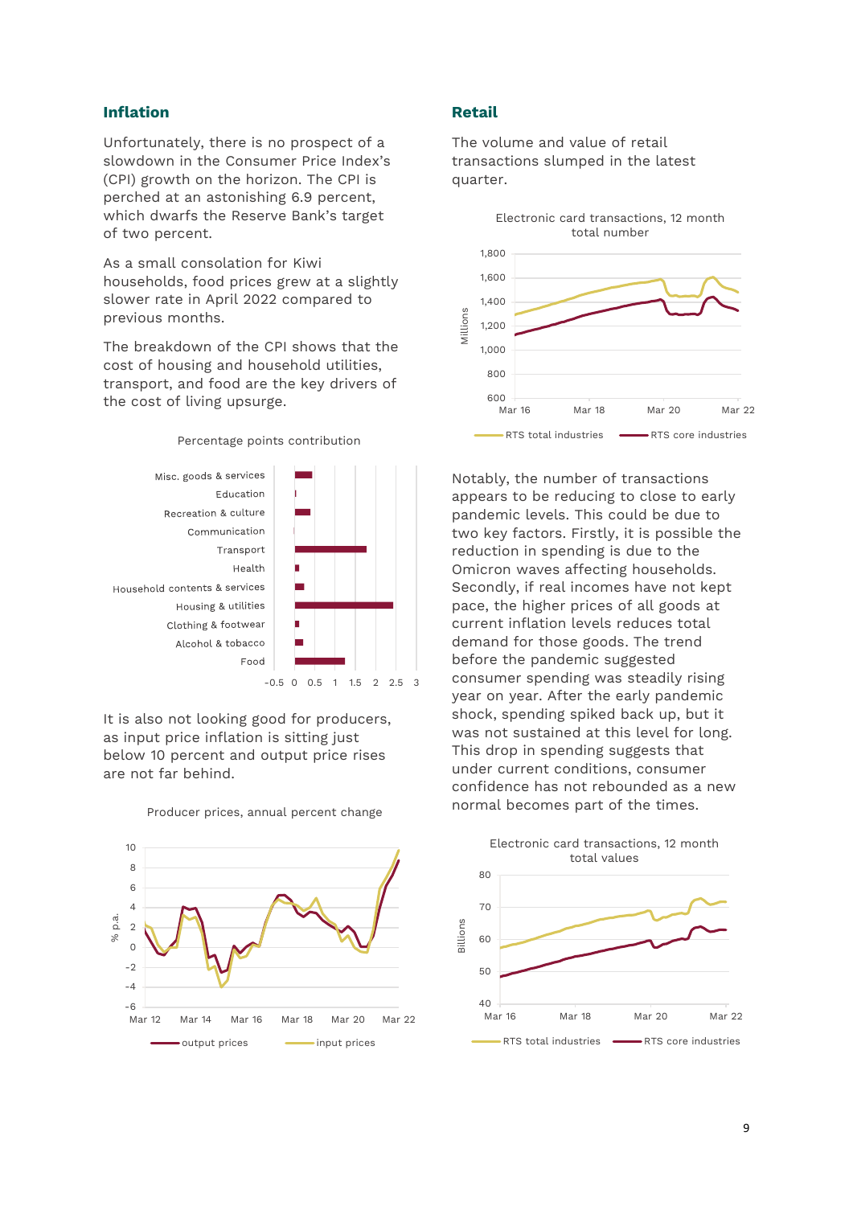## Inflation

Unfortunately, there is no prospect of a slowdown in the Consumer Price Index's (CPI) growth on the horizon. The CPI is perched at an astonishing 6.9 percent, which dwarfs the Reserve Bank's target of two percent.

As a small consolation for Kiwi households, food prices grew at a slightly slower rate in April 2022 compared to previous months.

The breakdown of the CPI shows that the cost of housing and household utilities, transport, and food are the key drivers of the cost of living upsurge.

Percentage points contribution

It is also not looking good for producers, as input price inflation is sitting just below 10 percent and output price rises are not far behind.

Producer prices, annual percent change

## Retail

The volume and value of retail transactions slumped in the latest quarter.

Electronic card transactions, 12 month total number

Notably, the number of transactions appears to be reducing to close to early pandemic levels. This could be due to two key factors. Firstly, it is possible the reduction in spending is due to the Omicron waves affecting households. Secondly, if real incomes have not kept pace, the higher prices of all goods at current inflation levels reduces total demand for those goods. The trend before the pandemic suggested consumer spending was steadily rising year on year. After the early pandemic shock, spending spiked back up, but it was not sustained at this level for long. This drop in spending suggests that under current conditions, consumer confidence has not rebounded as a new normal becomes part of the times.

Electronic card transactions, 12 month total values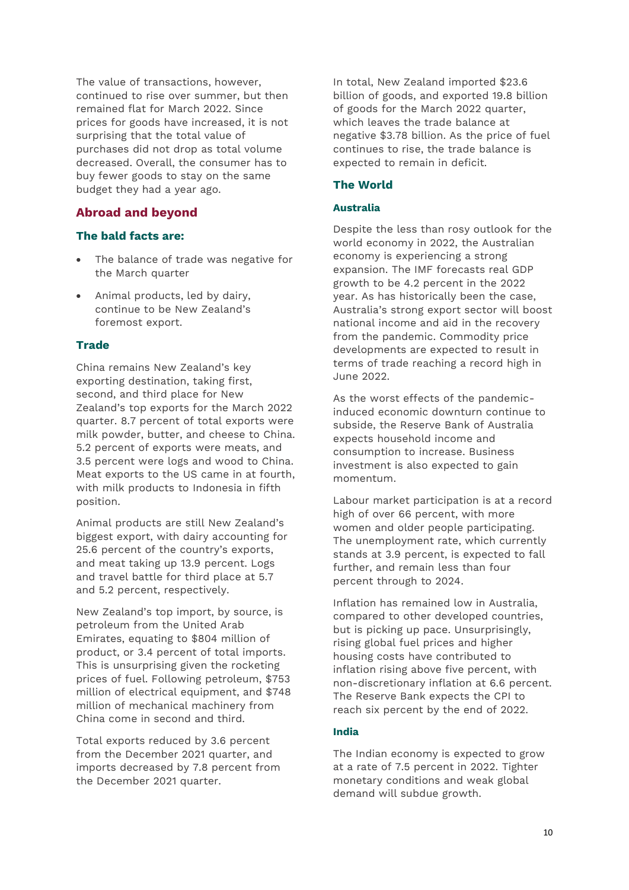The value of transactions, however, continued to rise over summer, but then remained flat for March 2022. Since prices for goods have increased, it is not surprising that the total value of purchases did not drop as total volume decreased. Overall, the consumer has to buy fewer goods to stay on the same budget they had a year ago.

## Abroad and beyond

### The bald facts are:

- The balance of trade was negative for the March quarter
- Animal products, led by dairy, continue to be New Zealand's foremost export.

### Trade

China remains New Zealand's key exporting destination, taking first, second, and third place for New Zealand's top exports for the March 2022 quarter. 8.7 percent of total exports were milk powder, butter, and cheese to China. 5.2 percent of exports were meats, and 3.5 percent were logs and wood to China. Meat exports to the US came in at fourth, with milk products to Indonesia in fifth position.

Animal products are still New Zealand's biggest export, with dairy accounting for 25.6 percent of the country's exports, and meat taking up 13.9 percent. Logs and travel battle for third place at 5.7 and 5.2 percent, respectively.

New Zealand's top import, by source, is petroleum from the United Arab Emirates, equating to $804 million of product, or 3.4 percent of total imports. This is unsurprising given the rocketing prices of fuel. Following petroleum, $753 million of electrical equipment, and $748 million of mechanical machinery from China come in second and third.

Total exports reduced by 3.6 percent from the December 2021 quarter, and imports decreased by 7.8 percent from the December 2021 quarter.

In total, New Zealand imported $23.6 billion of goods, and exported 19.8 billion of goods for the March 2022 quarter, which leaves the trade balance at negative $3.78 billion. As the price of fuel continues to rise, the trade balance is expected to remain in deficit.

### The World

#### Australia

Despite the less than rosy outlook for the world economy in 2022, the Australian economy is experiencing a strong expansion. The IMF forecasts real GDP growth to be 4.2 percent in the 2022 year. As has historically been the case, Australia's strong export sector will boost national income and aid in the recovery from the pandemic. Commodity price developments are expected to result in terms of trade reaching a record high in June 2022.

As the worst effects of the pandemic-induced economic downturn continue to subside, the Reserve Bank of Australia expects household income and consumption to increase. Business investment is also expected to gain momentum.

Labour market participation is at a record high of over 66 percent, with more women and older people participating. The unemployment rate, which currently stands at 3.9 percent, is expected to fall further, and remain less than four percent through to 2024.

Inflation has remained low in Australia, compared to other developed countries, but is picking up pace. Unsurprisingly, rising global fuel prices and higher housing costs have contributed to inflation rising above five percent, with non-discretionary inflation at 6.6 percent. The Reserve Bank expects the CPI to reach six percent by the end of 2022.

#### India

The Indian economy is expected to grow at a rate of 7.5 percent in 2022. Tighter monetary conditions and weak global demand will subdue growth.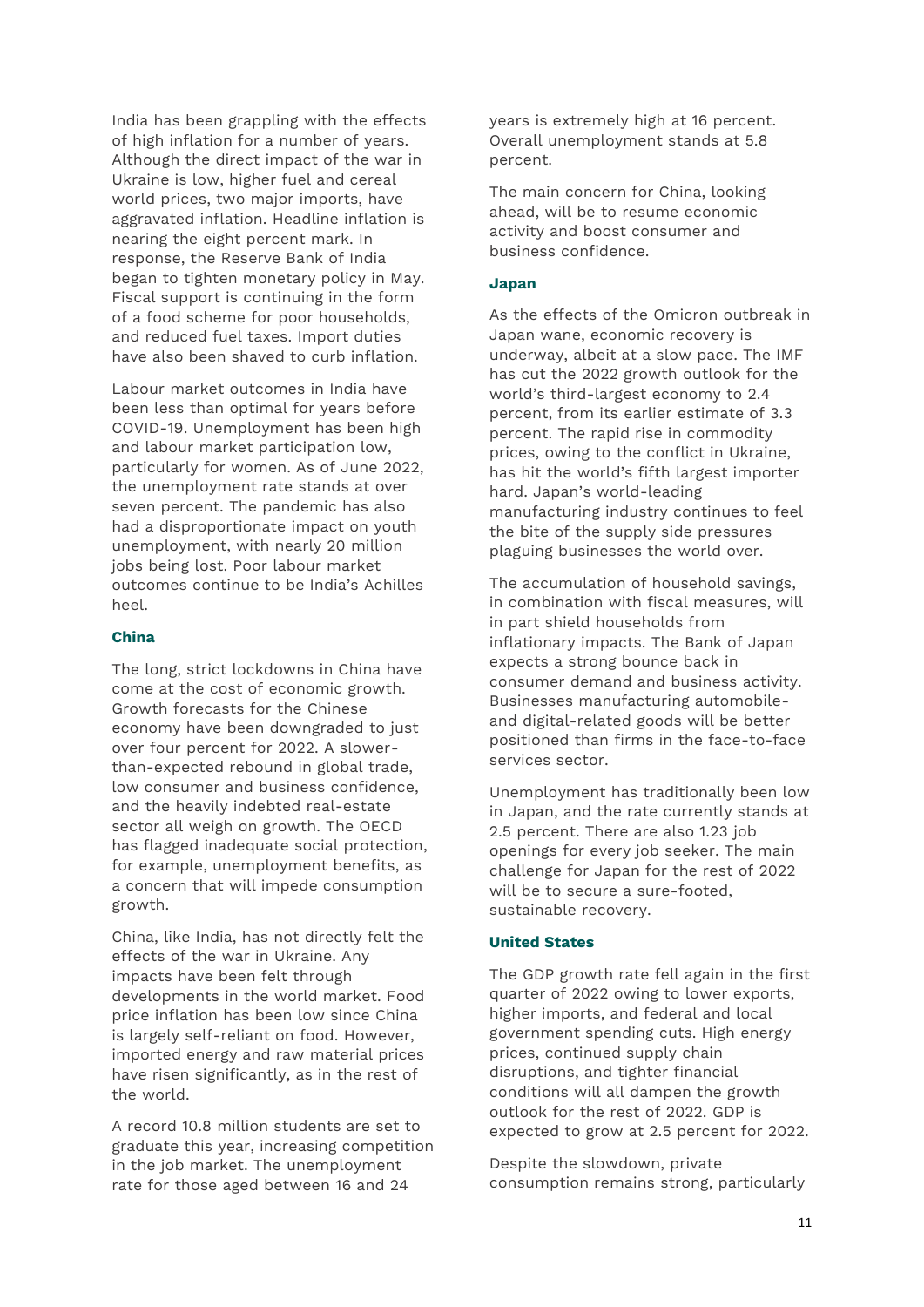India has been grappling with the effects of high inflation for a number of years. Although the direct impact of the war in Ukraine is low, higher fuel and cereal world prices, two major imports, have aggravated inflation. Headline inflation is nearing the eight percent mark. In response, the Reserve Bank of India began to tighten monetary policy in May. Fiscal support is continuing in the form of a food scheme for poor households, and reduced fuel taxes. Import duties have also been shaved to curb inflation.

Labour market outcomes in India have been less than optimal for years before COVID-19. Unemployment has been high and labour market participation low, particularly for women. As of June 2022, the unemployment rate stands at over seven percent. The pandemic has also had a disproportionate impact on youth unemployment, with nearly 20 million jobs being lost. Poor labour market outcomes continue to be India's Achilles heel.

### China

The long, strict lockdowns in China have come at the cost of economic growth. Growth forecasts for the Chinese economy have been downgraded to just over four percent for 2022. A slower-than-expected rebound in global trade, low consumer and business confidence, and the heavily indebted real-estate sector all weigh on growth. The OECD has flagged inadequate social protection, for example, unemployment benefits, as a concern that will impede consumption growth.

China, like India, has not directly felt the effects of the war in Ukraine. Any impacts have been felt through developments in the world market. Food price inflation has been low since China is largely self-reliant on food. However, imported energy and raw material prices have risen significantly, as in the rest of the world.

A record 10.8 million students are set to graduate this year, increasing competition in the job market. The unemployment rate for those aged between 16 and 24 years is extremely high at 16 percent. Overall unemployment stands at 5.8 percent.

The main concern for China, looking ahead, will be to resume economic activity and boost consumer and business confidence.

### Japan

As the effects of the Omicron outbreak in Japan wane, economic recovery is underway, albeit at a slow pace. The IMF has cut the 2022 growth outlook for the world's third-largest economy to 2.4 percent, from its earlier estimate of 3.3 percent. The rapid rise in commodity prices, owing to the conflict in Ukraine, has hit the world's fifth largest importer hard. Japan's world-leading manufacturing industry continues to feel the bite of the supply side pressures plaguing businesses the world over.

The accumulation of household savings, in combination with fiscal measures, will in part shield households from inflationary impacts. The Bank of Japan expects a strong bounce back in consumer demand and business activity. Businesses manufacturing automobile- and digital-related goods will be better positioned than firms in the face-to-face services sector.

Unemployment has traditionally been low in Japan, and the rate currently stands at 2.5 percent. There are also 1.23 job openings for every job seeker. The main challenge for Japan for the rest of 2022 will be to secure a sure-footed, sustainable recovery.

### United States

The GDP growth rate fell again in the first quarter of 2022 owing to lower exports, higher imports, and federal and local government spending cuts. High energy prices, continued supply chain disruptions, and tighter financial conditions will all dampen the growth outlook for the rest of 2022. GDP is expected to grow at 2.5 percent for 2022.

Despite the slowdown, private consumption remains strong, particularly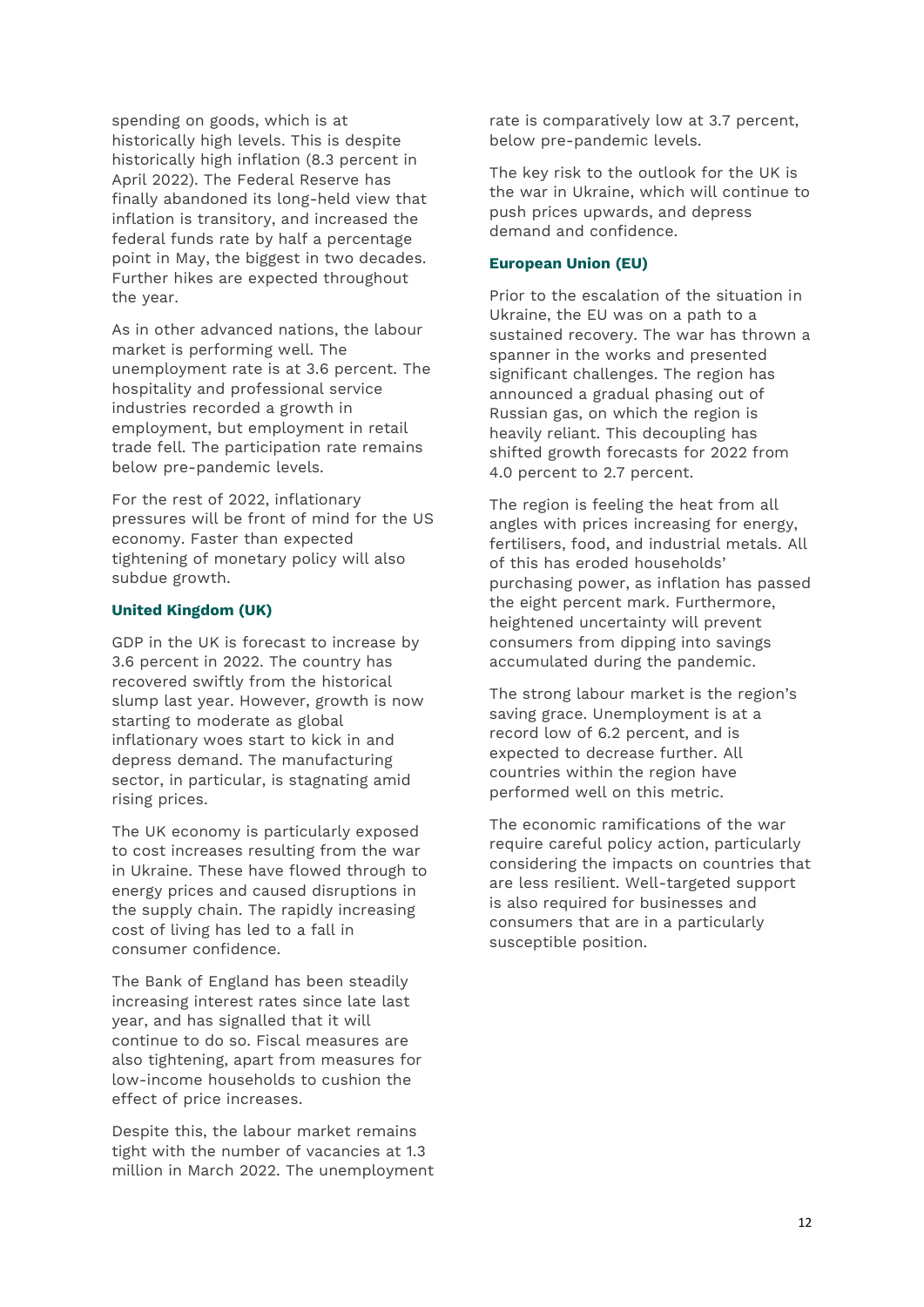spending on goods, which is at historically high levels. This is despite historically high inflation (8.3 percent in April 2022). The Federal Reserve has finally abandoned its long-held view that inflation is transitory, and increased the federal funds rate by half a percentage point in May, the biggest in two decades. Further hikes are expected throughout the year.

As in other advanced nations, the labour market is performing well. The unemployment rate is at 3.6 percent. The hospitality and professional service industries recorded a growth in employment, but employment in retail trade fell. The participation rate remains below pre-pandemic levels.

For the rest of 2022, inflationary pressures will be front of mind for the US economy. Faster than expected tightening of monetary policy will also subdue growth.

### United Kingdom (UK)

GDP in the UK is forecast to increase by 3.6 percent in 2022. The country has recovered swiftly from the historical slump last year. However, growth is now starting to moderate as global inflationary woes start to kick in and depress demand. The manufacturing sector, in particular, is stagnating amid rising prices.

The UK economy is particularly exposed to cost increases resulting from the war in Ukraine. These have flowed through to energy prices and caused disruptions in the supply chain. The rapidly increasing cost of living has led to a fall in consumer confidence.

The Bank of England has been steadily increasing interest rates since late last year, and has signalled that it will continue to do so. Fiscal measures are also tightening, apart from measures for low-income households to cushion the effect of price increases.

Despite this, the labour market remains tight with the number of vacancies at 1.3 million in March 2022. The unemployment rate is comparatively low at 3.7 percent, below pre-pandemic levels.

The key risk to the outlook for the UK is the war in Ukraine, which will continue to push prices upwards, and depress demand and confidence.

### European Union (EU)

Prior to the escalation of the situation in Ukraine, the EU was on a path to a sustained recovery. The war has thrown a spanner in the works and presented significant challenges. The region has announced a gradual phasing out of Russian gas, on which the region is heavily reliant. This decoupling has shifted growth forecasts for 2022 from 4.0 percent to 2.7 percent.

The region is feeling the heat from all angles with prices increasing for energy, fertilisers, food, and industrial metals. All of this has eroded households' purchasing power, as inflation has passed the eight percent mark. Furthermore, heightened uncertainty will prevent consumers from dipping into savings accumulated during the pandemic.

The strong labour market is the region's saving grace. Unemployment is at a record low of 6.2 percent, and is expected to decrease further. All countries within the region have performed well on this metric.

The economic ramifications of the war require careful policy action, particularly considering the impacts on countries that are less resilient. Well-targeted support is also required for businesses and consumers that are in a particularly susceptible position.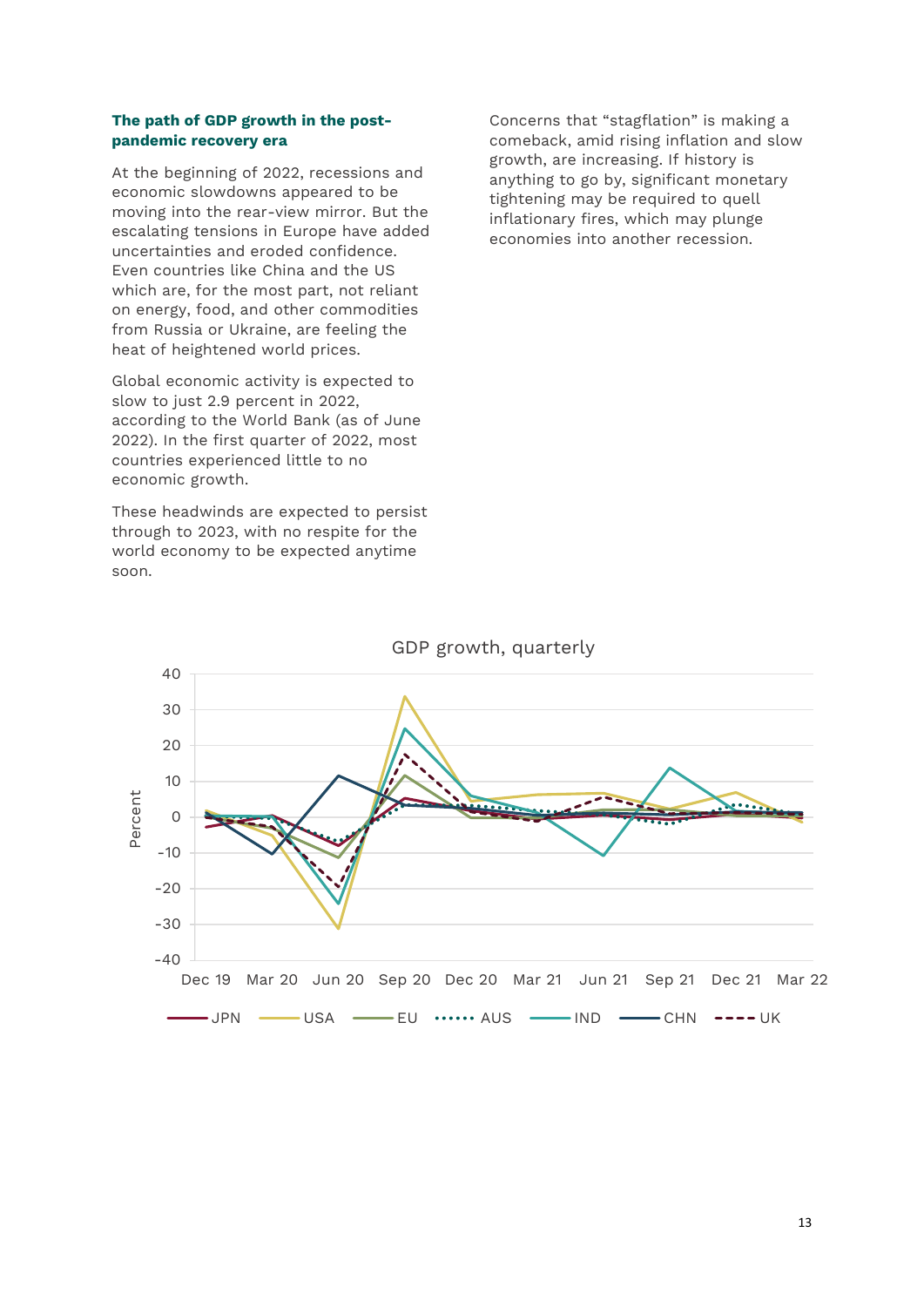**The path of GDP growth in the post-pandemic recovery era**

At the beginning of 2022, recessions and economic slowdowns appeared to be moving into the rear-view mirror. But the escalating tensions in Europe have added uncertainties and eroded confidence. Even countries like China and the US which are, for the most part, not reliant on energy, food, and other commodities from Russia or Ukraine, are feeling the heat of heightened world prices.

Global economic activity is expected to slow to just 2.9 percent in 2022, according to the World Bank (as of June 2022). In the first quarter of 2022, most countries experienced little to no economic growth.

These headwinds are expected to persist through to 2023, with no respite for the world economy to be expected anytime soon.

Concerns that "stagflation" is making a comeback, amid rising inflation and slow growth, are increasing. If history is anything to go by, significant monetary tightening may be required to quell inflationary fires, which may plunge economies into another recession.

GDP growth, quarterly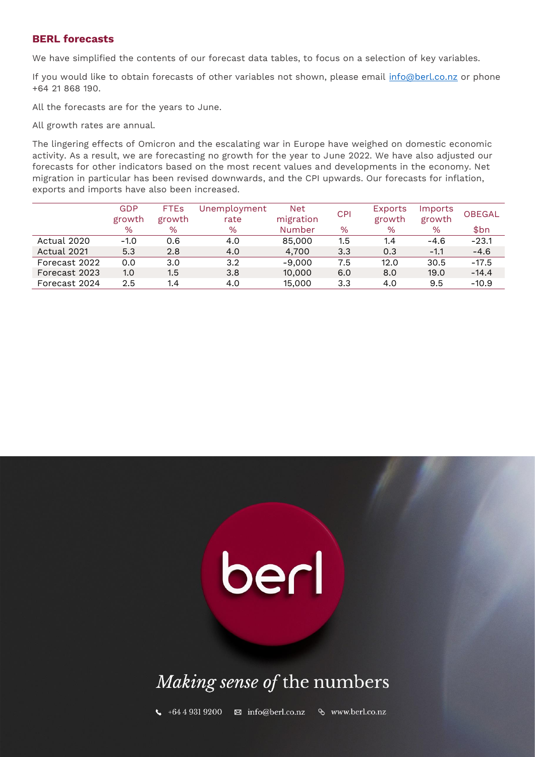## BERL forecasts

We have simplified the contents of our forecast data tables, to focus on a selection of key variables.

If you would like to obtain forecasts of other variables not shown, please email info@berl.co.nz or phone +64 21 868 190.

All the forecasts are for the years to June.

All growth rates are annual.

The lingering effects of Omicron and the escalating war in Europe have weighed on domestic economic activity. As a result, we are forecasting no growth for the year to June 2022. We have also adjusted our forecasts for other indicators based on the most recent values and developments in the economy. Net migration in particular has been revised downwards, and the CPI upwards. Our forecasts for inflation, exports and imports have also been increased.

| | GDP growth % | FTEs growth % | Unemployment rate % | Net migration Number | CPI % | Exports growth % | Imports growth % | OBEGAL $bn |
|---|---|---|---|---|---|---|---|---|
| Actual 2020 | -1.0 | 0.6 | 4.0 | 85,000 | 1.5 | 1.4 | -4.6 | -23.1 |
| Actual 2021 | 5.3 | 2.8 | 4.0 | 4,700 | 3.3 | 0.3 | -1.1 | -4.6 |
| Forecast 2022 | 0.0 | 3.0 | 3.2 | -9,000 | 7.5 | 12.0 | 30.5 | -17.5 |
| Forecast 2023 | 1.0 | 1.5 | 3.8 | 10,000 | 6.0 | 8.0 | 19.0 | -14.4 |
| Forecast 2024 | 2.5 | 1.4 | 4.0 | 15,000 | 3.3 | 4.0 | 9.5 | -10.9 |

berl

*Making sense of* the numbers

+64 4 931 9200 info@berl.co.nz www.berl.co.nz